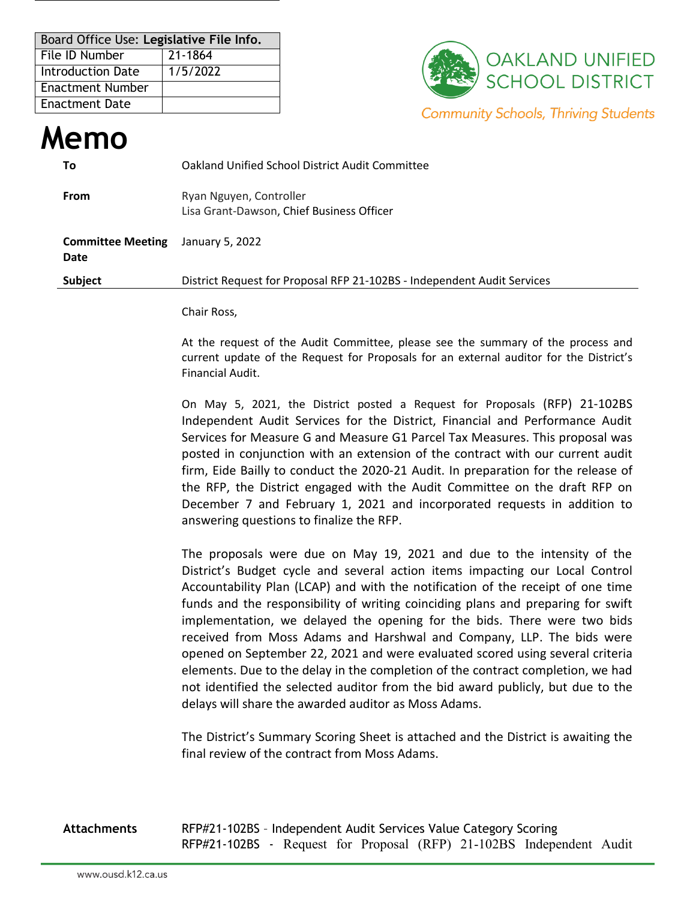| Board Office Use: **Legislative File Info.** | |
|---|---|
| File ID Number | 21-1864 |
| Introduction Date | 1/5/2022 |
| Enactment Number | |
| Enactment Date | |

OAKLAND UNIFIED SCHOOL DISTRICT

*Community Schools, Thriving Students*

# Memo

| | |
|---|---|
| **To** | Oakland Unified School District Audit Committee |
| **From** | Ryan Nguyen, Controller<br>Lisa Grant-Dawson, Chief Business Officer |
| **Committee Meeting Date** | January 5, 2022 |
| **Subject** | District Request for Proposal RFP 21-102BS - Independent Audit Services |

Chair Ross,

At the request of the Audit Committee, please see the summary of the process and current update of the Request for Proposals for an external auditor for the District's Financial Audit.

On May 5, 2021, the District posted a Request for Proposals (RFP) 21-102BS Independent Audit Services for the District, Financial and Performance Audit Services for Measure G and Measure G1 Parcel Tax Measures. This proposal was posted in conjunction with an extension of the contract with our current audit firm, Eide Bailly to conduct the 2020-21 Audit. In preparation for the release of the RFP, the District engaged with the Audit Committee on the draft RFP on December 7 and February 1, 2021 and incorporated requests in addition to answering questions to finalize the RFP.

The proposals were due on May 19, 2021 and due to the intensity of the District's Budget cycle and several action items impacting our Local Control Accountability Plan (LCAP) and with the notification of the receipt of one time funds and the responsibility of writing coinciding plans and preparing for swift implementation, we delayed the opening for the bids. There were two bids received from Moss Adams and Harshwal and Company, LLP. The bids were opened on September 22, 2021 and were evaluated scored using several criteria elements. Due to the delay in the completion of the contract completion, we had not identified the selected auditor from the bid award publicly, but due to the delays will share the awarded auditor as Moss Adams.

The District's Summary Scoring Sheet is attached and the District is awaiting the final review of the contract from Moss Adams.

**Attachments**

RFP#21-102BS - Independent Audit Services Value Category Scoring
RFP#21-102BS - Request for Proposal (RFP) 21-102BS Independent Audit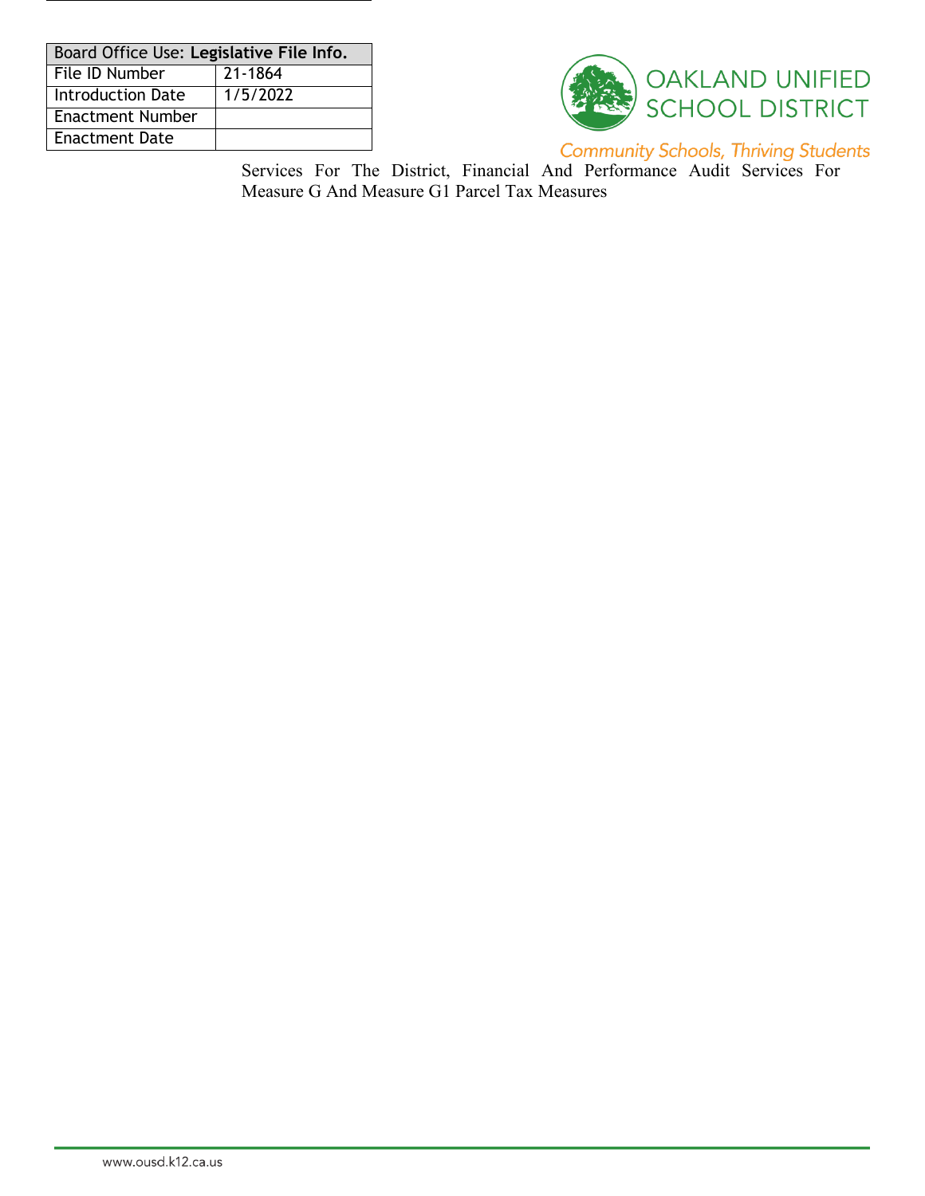| Board Office Use: **Legislative File Info.** | |
|---|---|
| File ID Number | 21-1864 |
| Introduction Date | 1/5/2022 |
| Enactment Number | |
| Enactment Date | |

OAKLAND UNIFIED SCHOOL DISTRICT

*Community Schools, Thriving Students*

Services For The District, Financial And Performance Audit Services For Measure G And Measure G1 Parcel Tax Measures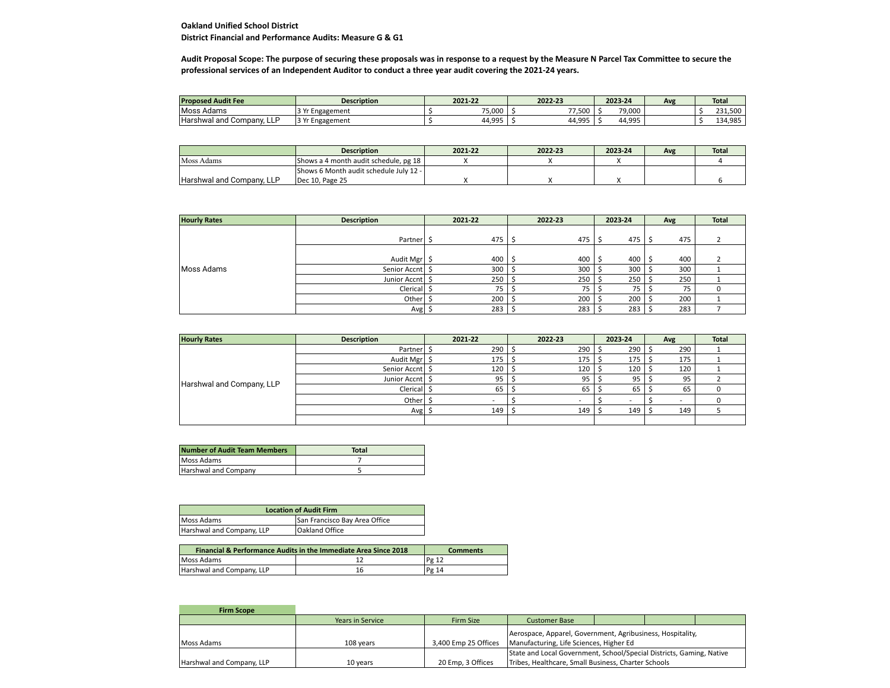**Oakland Unified School District**

**District Financial and Performance Audits: Measure G & G1**

**Audit Proposal Scope: The purpose of securing these proposals was in response to a request by the Measure N Parcel Tax Committee to secure the professional services of an Independent Auditor to conduct a three year audit covering the 2021-24 years.**

| Proposed Audit Fee | Description | 2021-22 | 2022-23 | 2023-24 | Avg | Total |
|---|---|---|---|---|---|---|
| Moss Adams | 3 Yr Engagement | $ 75,000 | $ 77,500 | $ 79,000 | | $ 231,500 |
| Harshwal and Company, LLP | 3 Yr Engagement | $ 44,995 | $ 44,995 | $ 44,995 | | $ 134,985 |

| | Description | 2021-22 | 2022-23 | 2023-24 | Avg | Total |
|---|---|---|---|---|---|---|
| Moss Adams | Shows a 4 month audit schedule, pg 18 | X | X | X | | 4 |
| Harshwal and Company, LLP | Shows 6 Month audit schedule July 12 - Dec 10, Page 25 | X | X | X | | 6 |

| Hourly Rates | Description | 2021-22 | 2022-23 | 2023-24 | Avg | Total |
|---|---|---|---|---|---|---|
| Moss Adams | Partner | $ 475 | $ 475 | $ 475 | $ 475 | 2 |
| | Audit Mgr | $ 400 | $ 400 | $ 400 | $ 400 | 2 |
| | Senior Accnt | $ 300 | $ 300 | $ 300 | $ 300 | 1 |
| | Junior Accnt | $ 250 | $ 250 | $ 250 | $ 250 | 1 |
| | Clerical | $ 75 | $ 75 | $ 75 | $ 75 | 0 |
| | Other | $ 200 | $ 200 | $ 200 | $ 200 | 1 |
| | Avg | $ 283 | $ 283 | $ 283 | $ 283 | 7 |

| Hourly Rates | Description | 2021-22 | 2022-23 | 2023-24 | Avg | Total |
|---|---|---|---|---|---|---|
| Harshwal and Company, LLP | Partner | $ 290 | $ 290 | $ 290 | $ 290 | 1 |
| | Audit Mgr | $ 175 | $ 175 | $ 175 | $ 175 | 1 |
| | Senior Accnt | $ 120 | $ 120 | $ 120 | $ 120 | 1 |
| | Junior Accnt | $ 95 | $ 95 | $ 95 | $ 95 | 2 |
| | Clerical | $ 65 | $ 65 | $ 65 | $ 65 | 0 |
| | Other | $ - | $ - | $ - | $ - | 0 |
| | Avg | $ 149 | $ 149 | $ 149 | $ 149 | 5 |

| Number of Audit Team Members | Total |
|---|---|
| Moss Adams | 7 |
| Harshwal and Company | 5 |

| Location of Audit Firm | |
|---|---|
| Moss Adams | San Francisco Bay Area Office |
| Harshwal and Company, LLP | Oakland Office |

| Financial & Performance Audits in the Immediate Area Since 2018 | | Comments |
|---|---|---|
| Moss Adams | 12 | Pg 12 |
| Harshwal and Company, LLP | 16 | Pg 14 |

| Firm Scope | Years in Service | Firm Size | Customer Base |
|---|---|---|---|
| Moss Adams | 108 years | 3,400 Emp 25 Offices | Aerospace, Apparel, Government, Agribusiness, Hospitality, Manufacturing, Life Sciences, Higher Ed |
| Harshwal and Company, LLP | 10 years | 20 Emp, 3 Offices | State and Local Government, School/Special Districts, Gaming, Native Tribes, Healthcare, Small Business, Charter Schools |